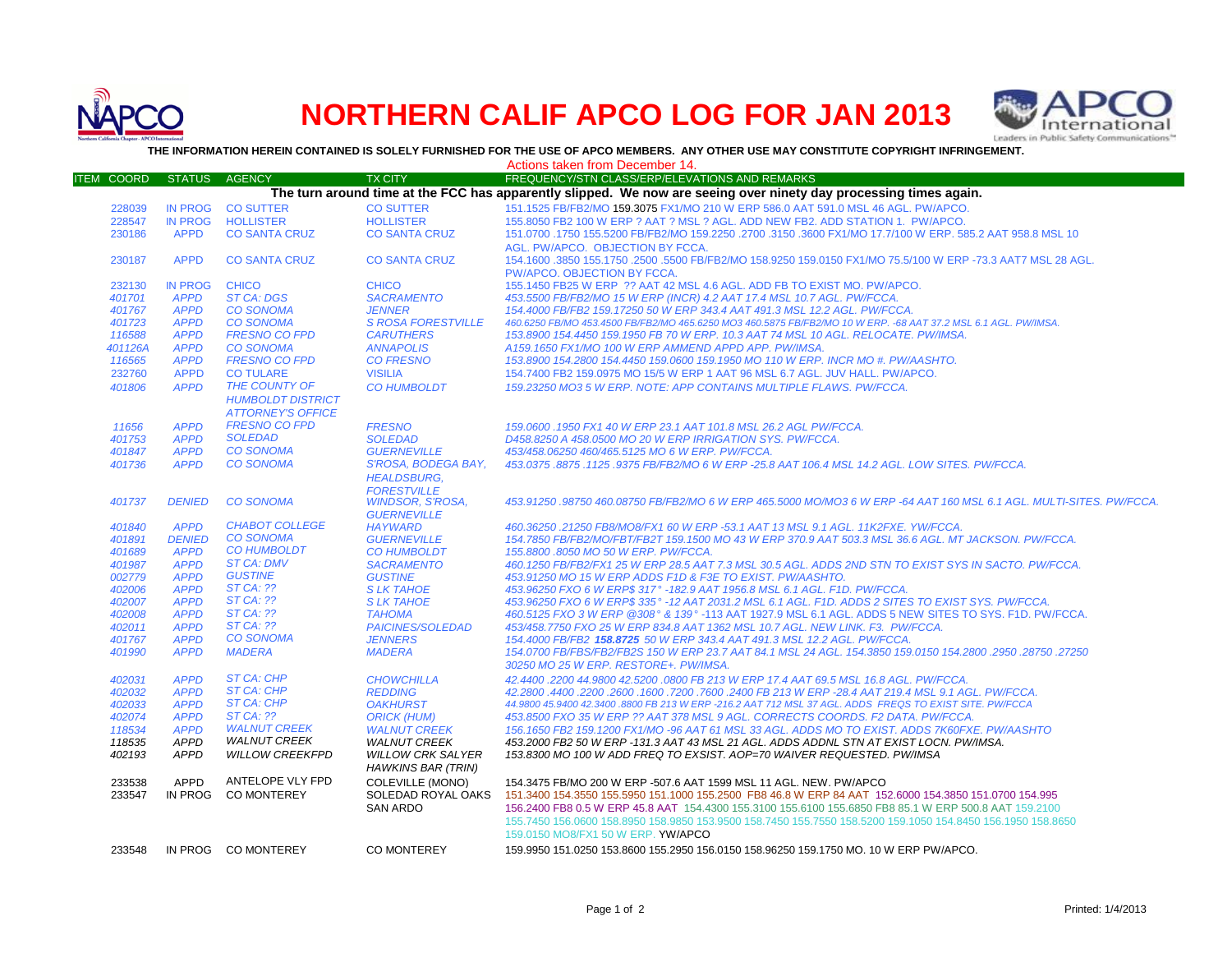# NORTHERN CALIF APCO LOG FOR JAN 2013

**THE INFORMATION HEREIN CONTAINED IS SOLELY FURNISHED FOR THE USE OF APCO MEMBERS. ANY OTHER USE MAY CONSTITUTE COPYRIGHT INFRINGEMENT.**

Actions taken from December 14.

| ITEM COORD | STATUS | AGENCY | TX CITY | FREQUENCY/STN CLASS/ERP/ELEVATIONS AND REMARKS |
|---|---|---|---|---|
| **The turn around time at the FCC has apparently slipped. We now are seeing over ninety day processing times again.** | | | | |
| 228039 | IN PROG | CO SUTTER | CO SUTTER | 151.1525 FB/FB2/MO 159.3075 FX1/MO 210 W ERP 586.0 AAT 591.0 MSL 46 AGL. PW/APCO. |
| 228547 | IN PROG | HOLLISTER | HOLLISTER | 155.8050 FB2 100 W ERP ? AAT ? MSL ? AGL. ADD NEW FB2. ADD STATION 1. PW/APCO. |
| 230186 | APPD | CO SANTA CRUZ | CO SANTA CRUZ | 151.0700 .1750 155.5200 FB/FB2/MO 159.2250 .2700 .3150 .3600 FX1/MO 17.7/100 W ERP. 585.2 AAT 958.8 MSL 10 AGL. PW/APCO. OBJECTION BY FCCA. |
| 230187 | APPD | CO SANTA CRUZ | CO SANTA CRUZ | 154.1600 .3850 155.1750 .2500 .5500 FB/FB2/MO 158.9250 159.0150 FX1/MO 75.5/100 W ERP -73.3 AAT7 MSL 28 AGL. PW/APCO. OBJECTION BY FCCA. |
| 232130 | IN PROG | CHICO | CHICO | 155.1450 FB25 W ERP ?? AAT 42 MSL 4.6 AGL. ADD FB TO EXIST MO. PW/APCO. |
| *401701* | *APPD* | *ST CA: DGS* | *SACRAMENTO* | *453.5500 FB/FB2/MO 15 W ERP (INCR) 4.2 AAT 17.4 MSL 10.7 AGL. PW/FCCA.* |
| *401767* | *APPD* | *CO SONOMA* | *JENNER* | *154.4000 FB/FB2 159.17250 50 W ERP 343.4 AAT 491.3 MSL 12.2 AGL. PW/FCCA.* |
| *401723* | *APPD* | *CO SONOMA* | *S ROSA FORESTVILLE* | *460.6250 FB/MO 453.4500 FB/FB2/MO 465.6250 MO3 460.5875 FB/FB2/MO 10 W ERP. -68 AAT 37.2 MSL 6.1 AGL. PW/IMSA.* |
| *116588* | *APPD* | *FRESNO CO FPD* | *CARUTHERS* | *153.8900 154.4450 159.1950 FB 70 W ERP. 10.3 AAT 74 MSL 10 AGL. RELOCATE. PW/IMSA.* |
| *401126A* | *APPD* | *CO SONOMA* | *ANNAPOLIS* | *A159.1650 FX1/MO 100 W ERP AMMEND APPD APP. PW/IMSA.* |
| *116565* | *APPD* | *FRESNO CO FPD* | *CO FRESNO* | *153.8900 154.2800 154.4450 159.0600 159.1950 MO 110 W ERP. INCR MO #. PW/AASHTO.* |
| 232760 | APPD | CO TULARE | VISILIA | 154.7400 FB2 159.0975 MO 15/5 W ERP 1 AAT 96 MSL 6.7 AGL. JUV HALL. PW/APCO. |
| *401806* | *APPD* | *THE COUNTY OF HUMBOLDT DISTRICT ATTORNEY'S OFFICE* | *CO HUMBOLDT* | *159.23250 MO3 5 W ERP. NOTE: APP CONTAINS MULTIPLE FLAWS. PW/FCCA.* |
| *11656* | *APPD* | *FRESNO CO FPD* | *FRESNO* | *159.0600 .1950 FX1 40 W ERP 23.1 AAT 101.8 MSL 26.2 AGL PW/FCCA.* |
| *401753* | *APPD* | *SOLEDAD* | *SOLEDAD* | *D458.8250 A 458.0500 MO 20 W ERP IRRIGATION SYS. PW/FCCA.* |
| *401847* | *APPD* | *CO SONOMA* | *GUERNEVILLE* | *453/458.06250 460/465.5125 MO 6 W ERP. PW/FCCA.* |
| *401736* | *APPD* | *CO SONOMA* | *S'ROSA, BODEGA BAY, HEALDSBURG, FORESTVILLE* | *453.0375 .8875 .1125 .9375 FB/FB2/MO 6 W ERP -25.8 AAT 106.4 MSL 14.2 AGL. LOW SITES. PW/FCCA.* |
| *401737* | *DENIED* | *CO SONOMA* | *WINDSOR, S'ROSA, GUERNEVILLE* | *453.91250 .98750 460.08750 FB/FB2/MO 6 W ERP 465.5000 MO/MO3 6 W ERP -64 AAT 160 MSL 6.1 AGL. MULTI-SITES. PW/FCCA.* |
| *401840* | *APPD* | *CHABOT COLLEGE* | *HAYWARD* | *460.36250 .21250 FB8/MO8/FX1 60 W ERP -53.1 AAT 13 MSL 9.1 AGL. 11K2FXE. YW/FCCA.* |
| *401891* | *DENIED* | *CO SONOMA* | *GUERNEVILLE* | *154.7850 FB/FB2/MO/FBT/FB2T 159.1500 MO 43 W ERP 370.9 AAT 503.3 MSL 36.6 AGL. MT JACKSON. PW/FCCA.* |
| *401689* | *APPD* | *CO HUMBOLDT* | *CO HUMBOLDT* | *155.8800 .8050 MO 50 W ERP. PW/FCCA.* |
| *401987* | *APPD* | *ST CA: DMV* | *SACRAMENTO* | *460.1250 FB/FB2/FX1 25 W ERP 28.5 AAT 7.3 MSL 30.5 AGL. ADDS 2ND STN TO EXIST SYS IN SACTO. PW/FCCA.* |
| *002779* | *APPD* | *GUSTINE* | *GUSTINE* | *453.91250 MO 15 W ERP ADDS F1D & F3E TO EXIST. PW/AASHTO.* |
| *402006* | *APPD* | *ST CA: ??* | *S LK TAHOE* | *453.96250 FXO 6 W ERP$ 317° -182.9 AAT 1956.8 MSL 6.1 AGL. F1D. PW/FCCA.* |
| *402007* | *APPD* | *ST CA: ??* | *S LK TAHOE* | *453.96250 FXO 6 W ERP$ 335° -12 AAT 2031.2 MSL 6.1 AGL. F1D. ADDS 2 SITES TO EXIST SYS. PW/FCCA.* |
| *402008* | *APPD* | *ST CA: ??* | *TAHOMA* | *460.5125 FXO 3 W ERP @308° & 139° -113 AAT 1927.9 MSL 6.1 AGL. ADDS 5 NEW SITES TO SYS. F1D. PW/FCCA.* |
| *402011* | *APPD* | *ST CA: ??* | *PAICINES/SOLEDAD* | *453/458.7750 FXO 25 W ERP 834.8 AAT 1362 MSL 10.7 AGL. NEW LINK. F3. PW/FCCA.* |
| *401767* | *APPD* | *CO SONOMA* | *JENNERS* | *154.4000 FB/FB2 **158.8725** 50 W ERP 343.4 AAT 491.3 MSL 12.2 AGL. PW/FCCA.* |
| *401990* | *APPD* | *MADERA* | *MADERA* | *154.0700 FB/FBS/FB2/FB2S 150 W ERP 23.7 AAT 84.1 MSL 24 AGL. 154.3850 159.0150 154.2800 .2950 .28750 .27250 30250 MO 25 W ERP. RESTORE+. PW/IMSA.* |
| *402031* | *APPD* | *ST CA: CHP* | *CHOWCHILLA* | *42.4400 .2200 44.9800 42.5200 .0800 FB 213 W ERP 17.4 AAT 69.5 MSL 16.8 AGL. PW/FCCA.* |
| *402032* | *APPD* | *ST CA: CHP* | *REDDING* | *42.2800 .4400 .2200 .2600 .1600 .7200 .7600 .2400 FB 213 W ERP -28.4 AAT 219.4 MSL 9.1 AGL. PW/FCCA.* |
| *402033* | *APPD* | *ST CA: CHP* | *OAKHURST* | *44.9800 45.9400 42.3400 .8800 FB 213 W ERP -216.2 AAT 712 MSL 37 AGL. ADDS FREQS TO EXIST SITE. PW/FCCA* |
| *402074* | *APPD* | *ST CA: ??* | *ORICK (HUM)* | *453.8500 FXO 35 W ERP ?? AAT 378 MSL 9 AGL. CORRECTS COORDS. F2 DATA. PW/FCCA.* |
| *118534* | *APPD* | *WALNUT CREEK* | *WALNUT CREEK* | *156.1650 FB2 159.1200 FX1/MO -96 AAT 61 MSL 33 AGL. ADDS MO TO EXIST. ADDS 7K60FXE. PW/AASHTO* |
| *118535* | *APPD* | *WALNUT CREEK* | *WALNUT CREEK* | *453.2000 FB2 50 W ERP -131.3 AAT 43 MSL 21 AGL. ADDS ADDNL STN AT EXIST LOCN. PW/IMSA.* |
| *402193* | *APPD* | *WILLOW CREEKFPD* | *WILLOW CRK SALYER HAWKINS BAR (TRIN)* | *153.8300 MO 100 W ADD FREQ TO EXSIST. AOP=70 WAIVER REQUESTED. PW/IMSA* |
| 233538 | APPD | ANTELOPE VLY FPD | COLEVILLE (MONO) | 154.3475 FB/MO 200 W ERP -507.6 AAT 1599 MSL 11 AGL. NEW. PW/APCO |
| 233547 | IN PROG | CO MONTEREY | SOLEDAD ROYAL OAKS SAN ARDO | 151.3400 154.3550 155.5950 151.1000 155.2500 FB8 46.8 W ERP 84 AAT 152.6000 154.3850 151.0700 154.995 156.2400 FB8 0.5 W ERP 45.8 AAT 154.4300 155.3100 155.6100 155.6850 FB8 85.1 W ERP 500.8 AAT 159.2100 155.7450 156.0600 158.8950 158.9850 153.9500 158.7450 155.7550 158.5200 159.1050 154.8450 156.1950 158.8650 159.0150 MO8/FX1 50 W ERP. YW/APCO |
| 233548 | IN PROG | CO MONTEREY | CO MONTEREY | 159.9950 151.0250 153.8600 155.2950 156.0150 158.96250 159.1750 MO. 10 W ERP PW/APCO. |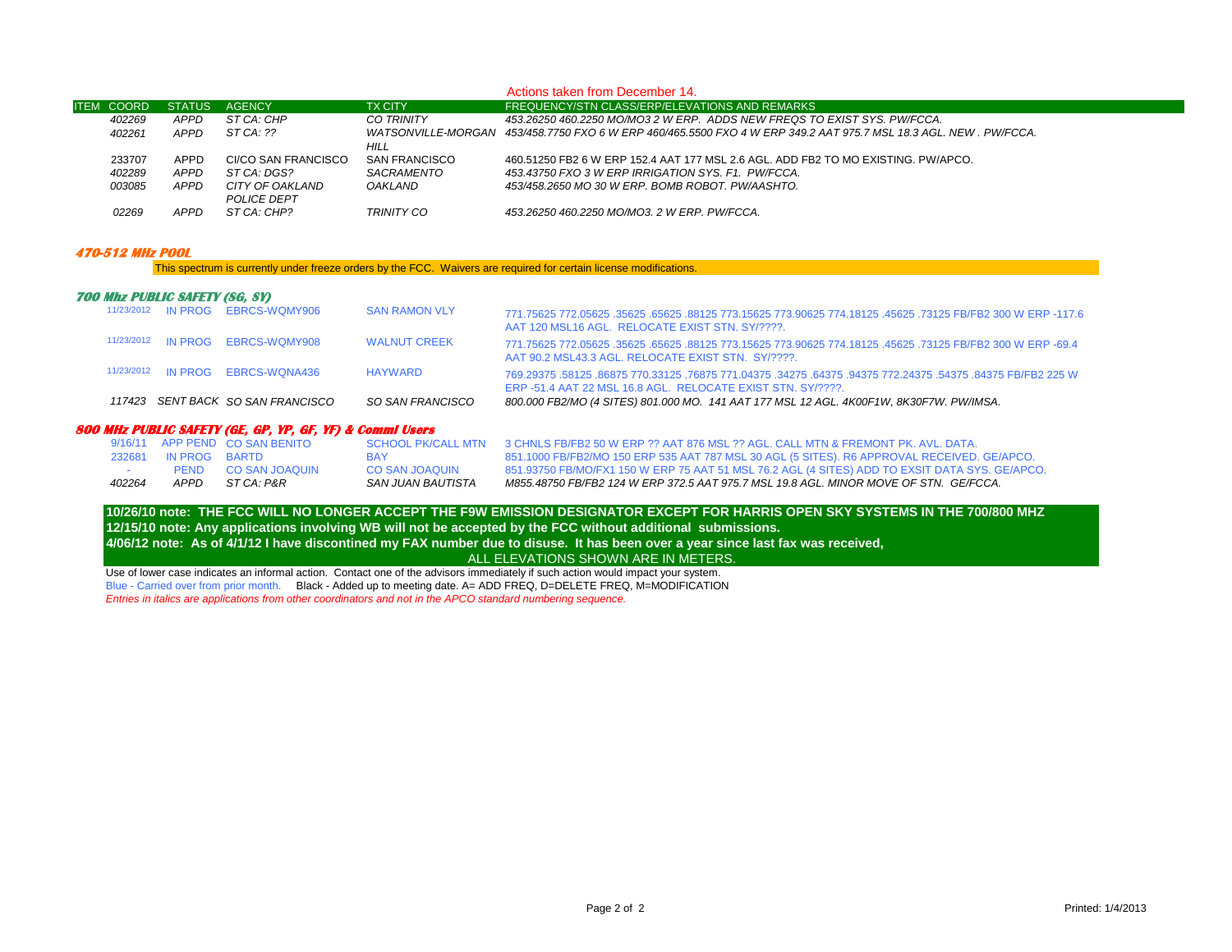Actions taken from December 14.

| ITEM | COORD | STATUS | AGENCY | TX CITY | FREQUENCY/STN CLASS/ERP/ELEVATIONS AND REMARKS |
|---|---|---|---|---|---|
| | *402269* | *APPD* | *ST CA: CHP* | *CO TRINITY* | *453.26250 460.2250 MO/MO3 2 W ERP. ADDS NEW FREQS TO EXIST SYS. PW/FCCA.* |
| | *402261* | *APPD* | *ST CA: ??* | *WATSONVILLE-MORGAN HILL* | *453/458.7750 FXO 6 W ERP 460/465.5500 FXO 4 W ERP 349.2 AAT 975.7 MSL 18.3 AGL. NEW . PW/FCCA.* |
| | 233707 | APPD | CI/CO SAN FRANCISCO | SAN FRANCISCO | 460.51250 FB2 6 W ERP 152.4 AAT 177 MSL 2.6 AGL. ADD FB2 TO MO EXISTING. PW/APCO. |
| | *402289* | *APPD* | *ST CA: DGS?* | *SACRAMENTO* | *453.43750 FXO 3 W ERP IRRIGATION SYS. F1. PW/FCCA.* |
| | *003085* | *APPD* | *CITY OF OAKLAND POLICE DEPT* | *OAKLAND* | *453/458.2650 MO 30 W ERP. BOMB ROBOT. PW/AASHTO.* |
| | *02269* | *APPD* | *ST CA: CHP?* | *TRINITY CO* | *453.26250 460.2250 MO/MO3. 2 W ERP. PW/FCCA.* |

## *470-512 MHz POOL*

This spectrum is currently under freeze orders by the FCC. Waivers are required for certain license modifications.

## *700 Mhz PUBLIC SAFETY (SG, SY)*

| | | | | |
|---|---|---|---|---|
| 11/23/2012 | IN PROG | EBRCS-WQMY906 | SAN RAMON VLY | 771.75625 772.05625 .35625 .65625 .88125 773.15625 773.90625 774.18125 .45625 .73125 FB/FB2 300 W ERP -117.6 AAT 120 MSL16 AGL. RELOCATE EXIST STN. SY/????. |
| 11/23/2012 | IN PROG | EBRCS-WQMY908 | WALNUT CREEK | 771.75625 772.05625 .35625 .65625 .88125 773.15625 773.90625 774.18125 .45625 .73125 FB/FB2 300 W ERP -69.4 AAT 90.2 MSL43.3 AGL. RELOCATE EXIST STN. SY/????. |
| 11/23/2012 | IN PROG | EBRCS-WQNA436 | HAYWARD | 769.29375 .58125 .86875 770.33125 .76875 771.04375 .34275 .64375 .94375 772.24375 .54375 .84375 FB/FB2 225 W ERP -51.4 AAT 22 MSL 16.8 AGL. RELOCATE EXIST STN. SY/????. |
| *117423* | *SENT BACK* | *SO SAN FRANCISCO* | *SO SAN FRANCISCO* | *800.000 FB2/MO (4 SITES) 801.000 MO. 141 AAT 177 MSL 12 AGL. 4K00F1W, 8K30F7W. PW/IMSA.* |

## *800 MHz PUBLIC SAFETY (GE, GP, YP, GF, YF) & Comml Users*

| | | | | |
|---|---|---|---|---|
| 9/16/11 | APP PEND | CO SAN BENITO | SCHOOL PK/CALL MTN | 3 CHNLS FB/FB2 50 W ERP ?? AAT 876 MSL ?? AGL. CALL MTN & FREMONT PK. AVL. DATA. |
| 232681 | IN PROG | BARTD | BAY | 851.1000 FB/FB2/MO 150 ERP 535 AAT 787 MSL 30 AGL (5 SITES). R6 APPROVAL RECEIVED. GE/APCO. |
| - | PEND | CO SAN JOAQUIN | CO SAN JOAQUIN | 851.93750 FB/MO/FX1 150 W ERP 75 AAT 51 MSL 76.2 AGL (4 SITES) ADD TO EXSIT DATA SYS. GE/APCO. |
| *402264* | *APPD* | *ST CA: P&R* | *SAN JUAN BAUTISTA* | *M855.48750 FB/FB2 124 W ERP 372.5 AAT 975.7 MSL 19.8 AGL. MINOR MOVE OF STN. GE/FCCA.* |

**10/26/10 note: THE FCC WILL NO LONGER ACCEPT THE F9W EMISSION DESIGNATOR EXCEPT FOR HARRIS OPEN SKY SYSTEMS IN THE 700/800 MHZ**
**12/15/10 note: Any applications involving WB will not be accepted by the FCC without additional submissions.**
**4/06/12 note: As of 4/1/12 I have discontined my FAX number due to disuse. It has been over a year since last fax was received,**

ALL ELEVATIONS SHOWN ARE IN METERS.

Use of lower case indicates an informal action. Contact one of the advisors immediately if such action would impact your system.

Blue - Carried over from prior month. Black - Added up to meeting date. A= ADD FREQ, D=DELETE FREQ, M=MODIFICATION

*Entries in italics are applications from other coordinators and not in the APCO standard numbering sequence.*

Printed: 1/4/2013